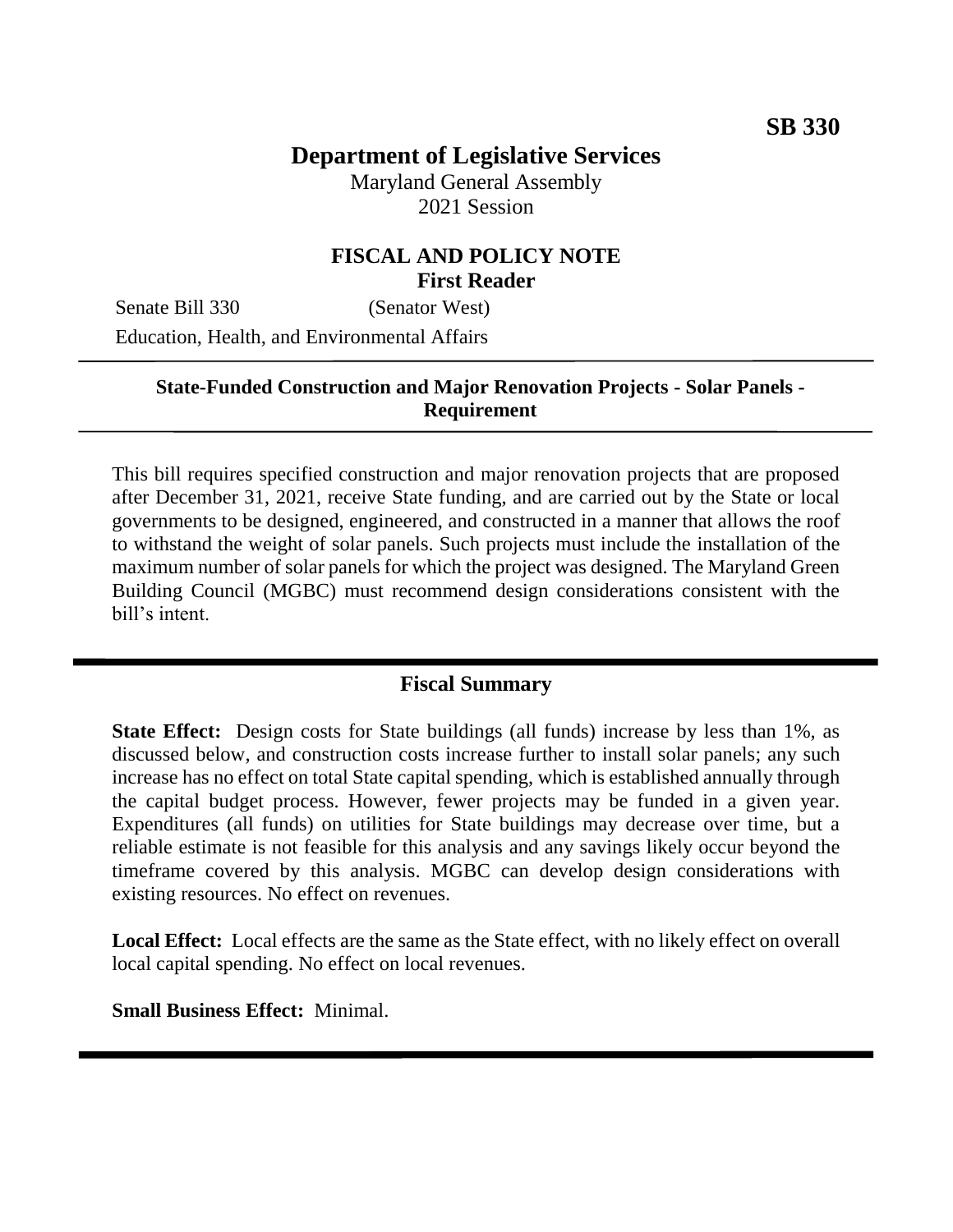**SB 330**

# Department of Legislative Services

Maryland General Assembly
2021 Session

## FISCAL AND POLICY NOTE
**First Reader**

Senate Bill 330 (Senator West)
Education, Health, and Environmental Affairs

---

**State-Funded Construction and Major Renovation Projects - Solar Panels - Requirement**

---

This bill requires specified construction and major renovation projects that are proposed after December 31, 2021, receive State funding, and are carried out by the State or local governments to be designed, engineered, and constructed in a manner that allows the roof to withstand the weight of solar panels. Such projects must include the installation of the maximum number of solar panels for which the project was designed. The Maryland Green Building Council (MGBC) must recommend design considerations consistent with the bill's intent.

---

## Fiscal Summary

**State Effect:** Design costs for State buildings (all funds) increase by less than 1%, as discussed below, and construction costs increase further to install solar panels; any such increase has no effect on total State capital spending, which is established annually through the capital budget process. However, fewer projects may be funded in a given year. Expenditures (all funds) on utilities for State buildings may decrease over time, but a reliable estimate is not feasible for this analysis and any savings likely occur beyond the timeframe covered by this analysis. MGBC can develop design considerations with existing resources. No effect on revenues.

**Local Effect:** Local effects are the same as the State effect, with no likely effect on overall local capital spending. No effect on local revenues.

**Small Business Effect:** Minimal.

---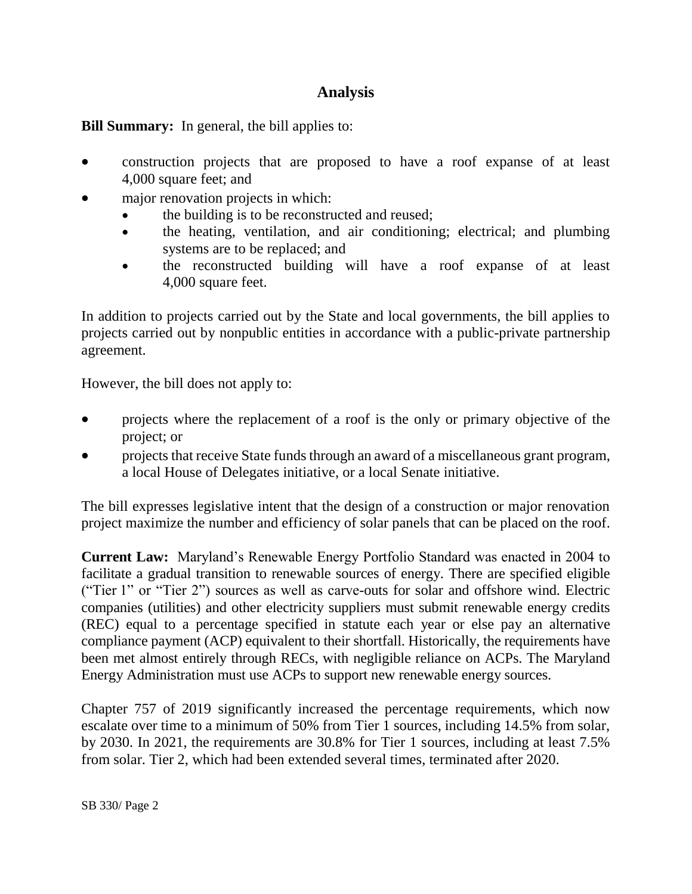## Analysis

**Bill Summary:** In general, the bill applies to:

- construction projects that are proposed to have a roof expanse of at least 4,000 square feet; and
- major renovation projects in which:
  - the building is to be reconstructed and reused;
  - the heating, ventilation, and air conditioning; electrical; and plumbing systems are to be replaced; and
  - the reconstructed building will have a roof expanse of at least 4,000 square feet.

In addition to projects carried out by the State and local governments, the bill applies to projects carried out by nonpublic entities in accordance with a public-private partnership agreement.

However, the bill does not apply to:

- projects where the replacement of a roof is the only or primary objective of the project; or
- projects that receive State funds through an award of a miscellaneous grant program, a local House of Delegates initiative, or a local Senate initiative.

The bill expresses legislative intent that the design of a construction or major renovation project maximize the number and efficiency of solar panels that can be placed on the roof.

**Current Law:** Maryland's Renewable Energy Portfolio Standard was enacted in 2004 to facilitate a gradual transition to renewable sources of energy. There are specified eligible ("Tier 1" or "Tier 2") sources as well as carve-outs for solar and offshore wind. Electric companies (utilities) and other electricity suppliers must submit renewable energy credits (REC) equal to a percentage specified in statute each year or else pay an alternative compliance payment (ACP) equivalent to their shortfall. Historically, the requirements have been met almost entirely through RECs, with negligible reliance on ACPs. The Maryland Energy Administration must use ACPs to support new renewable energy sources.

Chapter 757 of 2019 significantly increased the percentage requirements, which now escalate over time to a minimum of 50% from Tier 1 sources, including 14.5% from solar, by 2030. In 2021, the requirements are 30.8% for Tier 1 sources, including at least 7.5% from solar. Tier 2, which had been extended several times, terminated after 2020.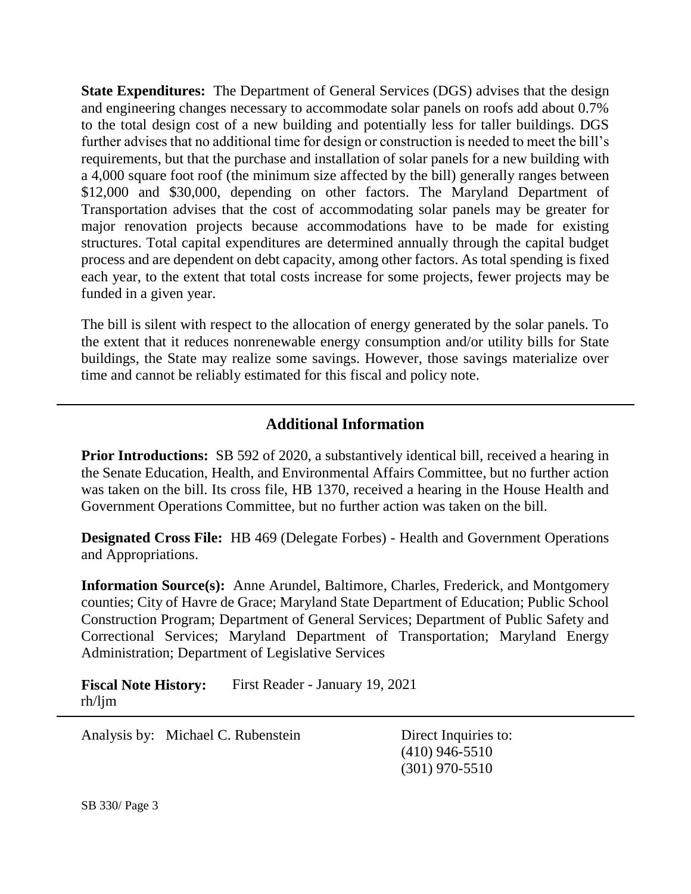**State Expenditures:** The Department of General Services (DGS) advises that the design and engineering changes necessary to accommodate solar panels on roofs add about 0.7% to the total design cost of a new building and potentially less for taller buildings. DGS further advises that no additional time for design or construction is needed to meet the bill's requirements, but that the purchase and installation of solar panels for a new building with a 4,000 square foot roof (the minimum size affected by the bill) generally ranges between \$12,000 and \$30,000, depending on other factors. The Maryland Department of Transportation advises that the cost of accommodating solar panels may be greater for major renovation projects because accommodations have to be made for existing structures. Total capital expenditures are determined annually through the capital budget process and are dependent on debt capacity, among other factors. As total spending is fixed each year, to the extent that total costs increase for some projects, fewer projects may be funded in a given year.

The bill is silent with respect to the allocation of energy generated by the solar panels. To the extent that it reduces nonrenewable energy consumption and/or utility bills for State buildings, the State may realize some savings. However, those savings materialize over time and cannot be reliably estimated for this fiscal and policy note.

## Additional Information

**Prior Introductions:** SB 592 of 2020, a substantively identical bill, received a hearing in the Senate Education, Health, and Environmental Affairs Committee, but no further action was taken on the bill. Its cross file, HB 1370, received a hearing in the House Health and Government Operations Committee, but no further action was taken on the bill.

**Designated Cross File:** HB 469 (Delegate Forbes) - Health and Government Operations and Appropriations.

**Information Source(s):** Anne Arundel, Baltimore, Charles, Frederick, and Montgomery counties; City of Havre de Grace; Maryland State Department of Education; Public School Construction Program; Department of General Services; Department of Public Safety and Correctional Services; Maryland Department of Transportation; Maryland Energy Administration; Department of Legislative Services

**Fiscal Note History:** First Reader - January 19, 2021
rh/ljm

Analysis by: Michael C. Rubenstein

Direct Inquiries to:
(410) 946-5510
(301) 970-5510